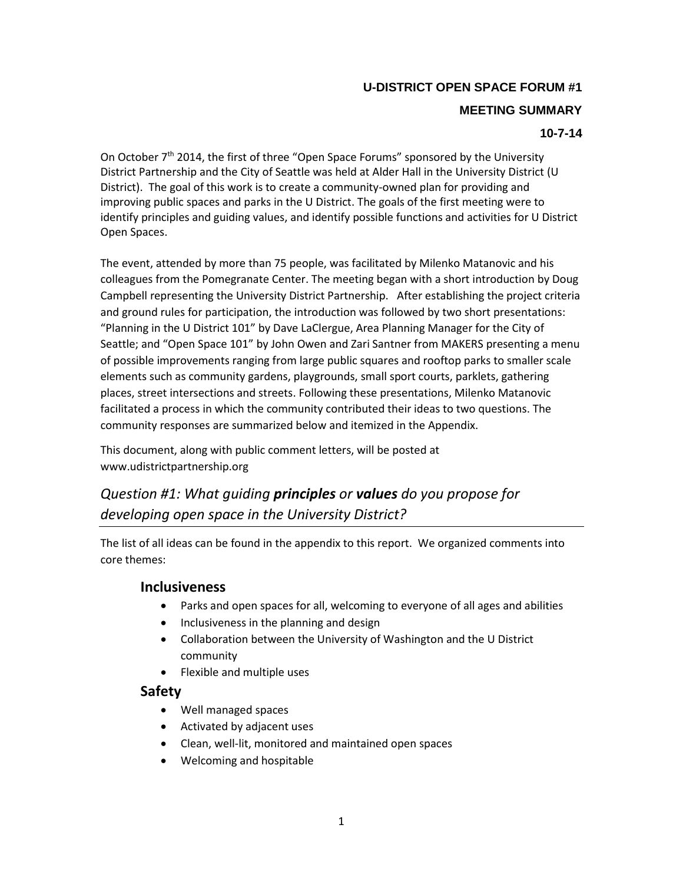# U-DISTRICT OPEN SPACE FORUM #1

## MEETING SUMMARY

**10-7-14**

On October 7th 2014, the first of three "Open Space Forums" sponsored by the University District Partnership and the City of Seattle was held at Alder Hall in the University District (U District). The goal of this work is to create a community-owned plan for providing and improving public spaces and parks in the U District. The goals of the first meeting were to identify principles and guiding values, and identify possible functions and activities for U District Open Spaces.

The event, attended by more than 75 people, was facilitated by Milenko Matanovic and his colleagues from the Pomegranate Center. The meeting began with a short introduction by Doug Campbell representing the University District Partnership. After establishing the project criteria and ground rules for participation, the introduction was followed by two short presentations: "Planning in the U District 101" by Dave LaClergue, Area Planning Manager for the City of Seattle; and "Open Space 101" by John Owen and Zari Santner from MAKERS presenting a menu of possible improvements ranging from large public squares and rooftop parks to smaller scale elements such as community gardens, playgrounds, small sport courts, parklets, gathering places, street intersections and streets. Following these presentations, Milenko Matanovic facilitated a process in which the community contributed their ideas to two questions. The community responses are summarized below and itemized in the Appendix.

This document, along with public comment letters, will be posted at www.udistrictpartnership.org

## *Question #1: What guiding **principles** or **values** do you propose for developing open space in the University District?*

The list of all ideas can be found in the appendix to this report. We organized comments into core themes:

### Inclusiveness

- Parks and open spaces for all, welcoming to everyone of all ages and abilities
- Inclusiveness in the planning and design
- Collaboration between the University of Washington and the U District community
- Flexible and multiple uses

### Safety

- Well managed spaces
- Activated by adjacent uses
- Clean, well-lit, monitored and maintained open spaces
- Welcoming and hospitable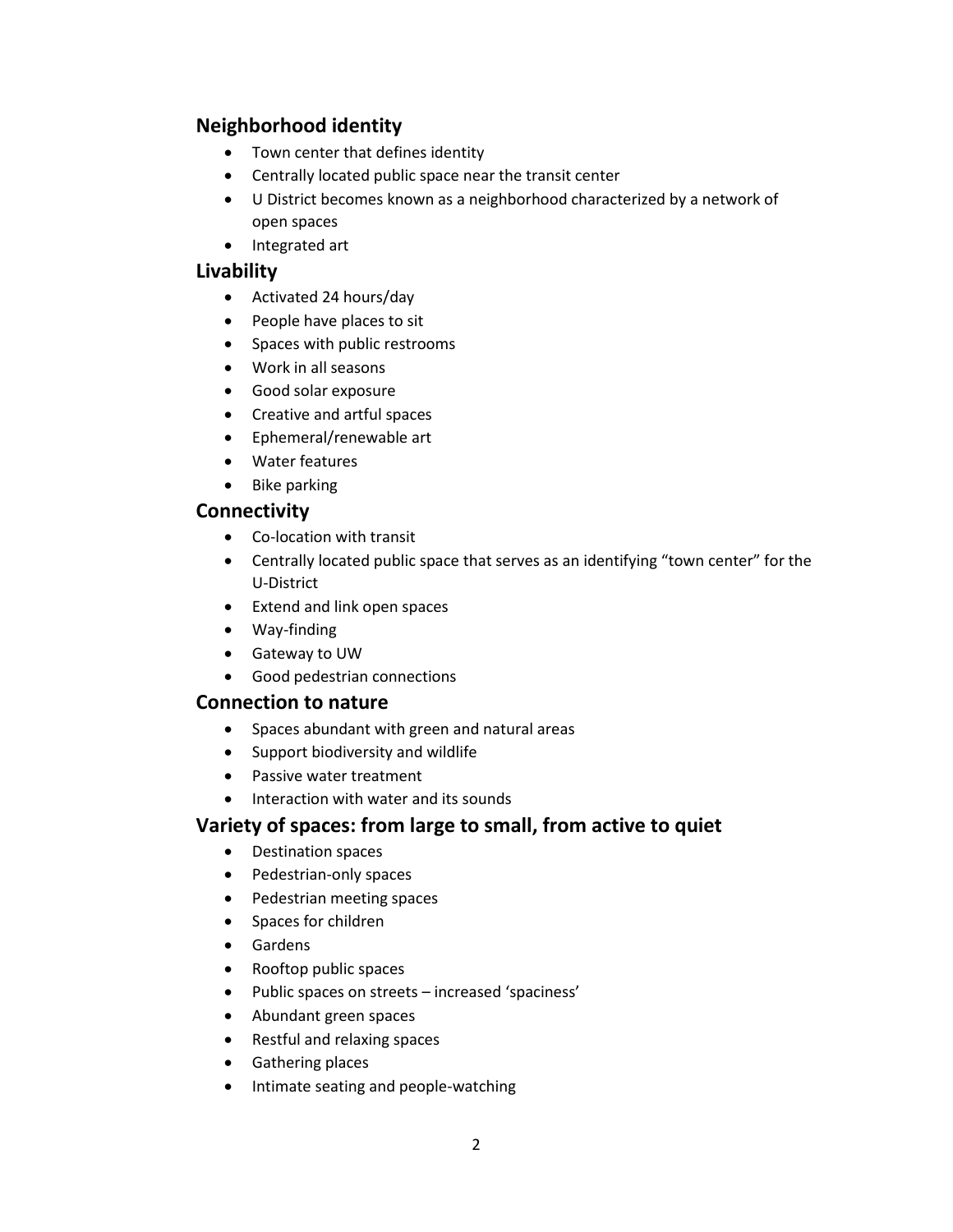## Neighborhood identity

- Town center that defines identity
- Centrally located public space near the transit center
- U District becomes known as a neighborhood characterized by a network of open spaces
- Integrated art

## Livability

- Activated 24 hours/day
- People have places to sit
- Spaces with public restrooms
- Work in all seasons
- Good solar exposure
- Creative and artful spaces
- Ephemeral/renewable art
- Water features
- Bike parking

## Connectivity

- Co-location with transit
- Centrally located public space that serves as an identifying "town center" for the U-District
- Extend and link open spaces
- Way-finding
- Gateway to UW
- Good pedestrian connections

## Connection to nature

- Spaces abundant with green and natural areas
- Support biodiversity and wildlife
- Passive water treatment
- Interaction with water and its sounds

## Variety of spaces: from large to small, from active to quiet

- Destination spaces
- Pedestrian-only spaces
- Pedestrian meeting spaces
- Spaces for children
- Gardens
- Rooftop public spaces
- Public spaces on streets – increased 'spaciness'
- Abundant green spaces
- Restful and relaxing spaces
- Gathering places
- Intimate seating and people-watching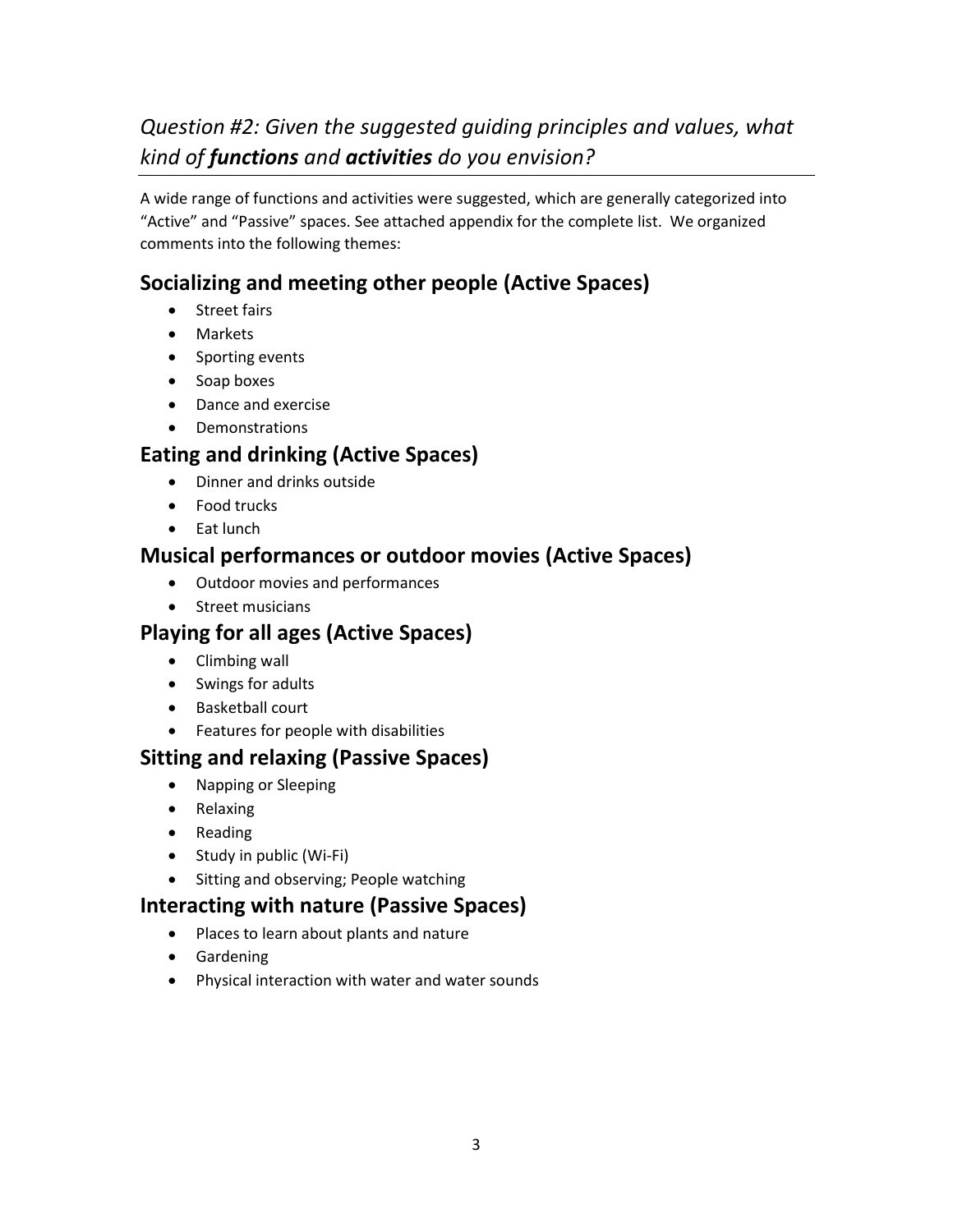## *Question #2: Given the suggested guiding principles and values, what kind of **functions** and **activities** do you envision?*

A wide range of functions and activities were suggested, which are generally categorized into "Active" and "Passive" spaces. See attached appendix for the complete list. We organized comments into the following themes:

### Socializing and meeting other people (Active Spaces)

- Street fairs
- Markets
- Sporting events
- Soap boxes
- Dance and exercise
- Demonstrations

### Eating and drinking (Active Spaces)

- Dinner and drinks outside
- Food trucks
- Eat lunch

### Musical performances or outdoor movies (Active Spaces)

- Outdoor movies and performances
- Street musicians

### Playing for all ages (Active Spaces)

- Climbing wall
- Swings for adults
- Basketball court
- Features for people with disabilities

### Sitting and relaxing (Passive Spaces)

- Napping or Sleeping
- Relaxing
- Reading
- Study in public (Wi-Fi)
- Sitting and observing; People watching

### Interacting with nature (Passive Spaces)

- Places to learn about plants and nature
- Gardening
- Physical interaction with water and water sounds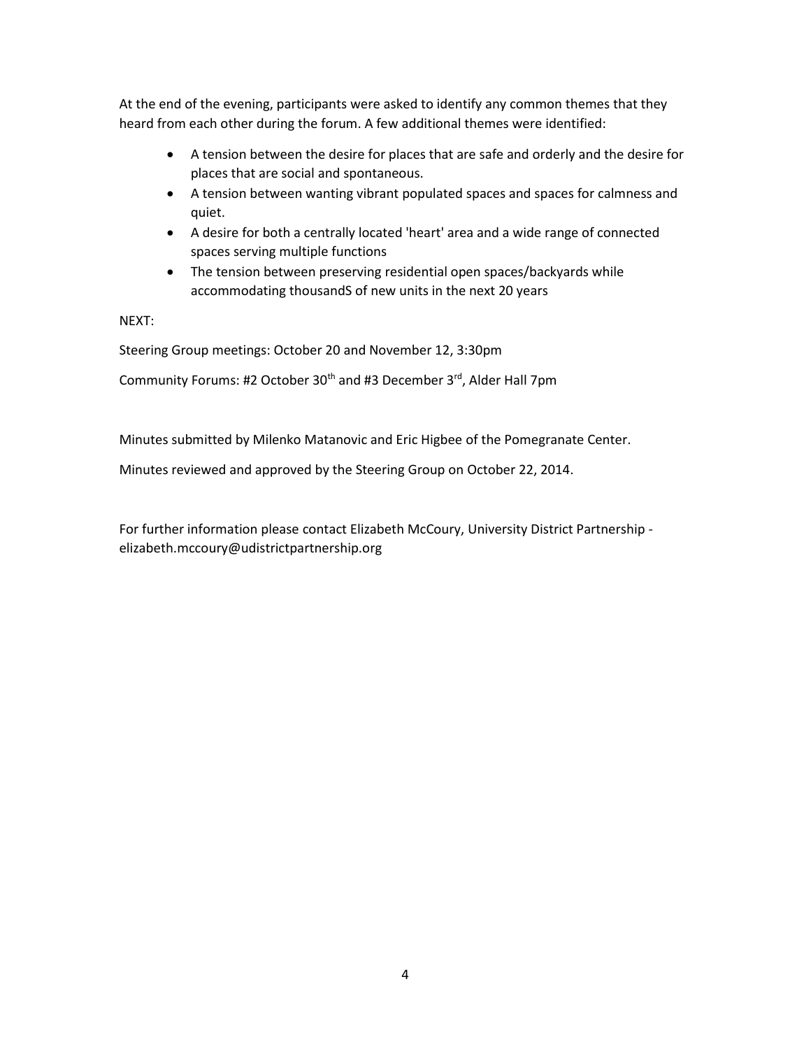At the end of the evening, participants were asked to identify any common themes that they heard from each other during the forum. A few additional themes were identified:

- A tension between the desire for places that are safe and orderly and the desire for places that are social and spontaneous.
- A tension between wanting vibrant populated spaces and spaces for calmness and quiet.
- A desire for both a centrally located 'heart' area and a wide range of connected spaces serving multiple functions
- The tension between preserving residential open spaces/backyards while accommodating thousandS of new units in the next 20 years

NEXT:

Steering Group meetings: October 20 and November 12, 3:30pm

Community Forums: #2 October 30th and #3 December 3rd, Alder Hall 7pm

Minutes submitted by Milenko Matanovic and Eric Higbee of the Pomegranate Center.

Minutes reviewed and approved by the Steering Group on October 22, 2014.

For further information please contact Elizabeth McCoury, University District Partnership - elizabeth.mccoury@udistrictpartnership.org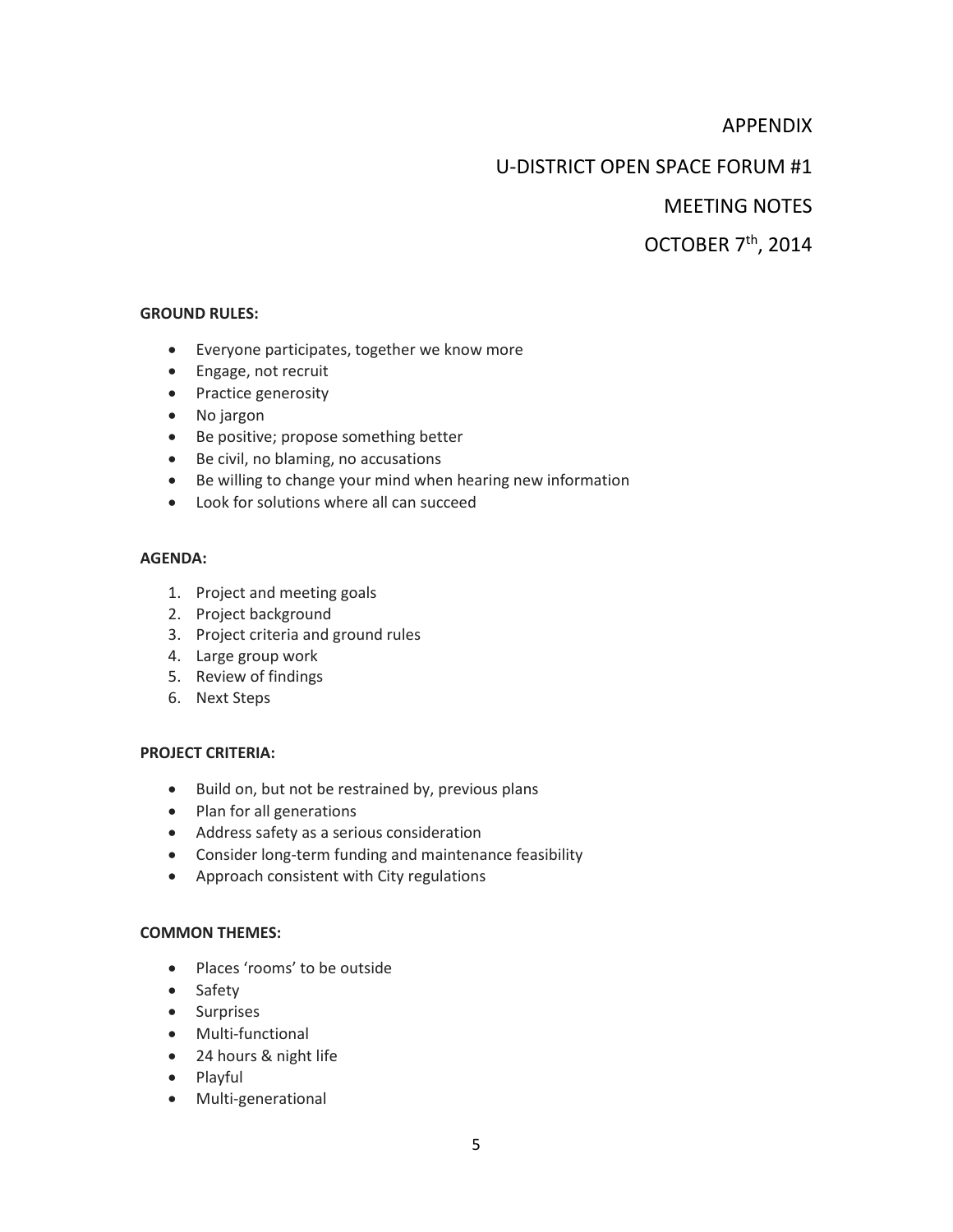# APPENDIX

# U-DISTRICT OPEN SPACE FORUM #1

# MEETING NOTES

# OCTOBER 7th, 2014

**GROUND RULES:**

- Everyone participates, together we know more
- Engage, not recruit
- Practice generosity
- No jargon
- Be positive; propose something better
- Be civil, no blaming, no accusations
- Be willing to change your mind when hearing new information
- Look for solutions where all can succeed

**AGENDA:**

1. Project and meeting goals
2. Project background
3. Project criteria and ground rules
4. Large group work
5. Review of findings
6. Next Steps

**PROJECT CRITERIA:**

- Build on, but not be restrained by, previous plans
- Plan for all generations
- Address safety as a serious consideration
- Consider long-term funding and maintenance feasibility
- Approach consistent with City regulations

**COMMON THEMES:**

- Places 'rooms' to be outside
- Safety
- Surprises
- Multi-functional
- 24 hours & night life
- Playful
- Multi-generational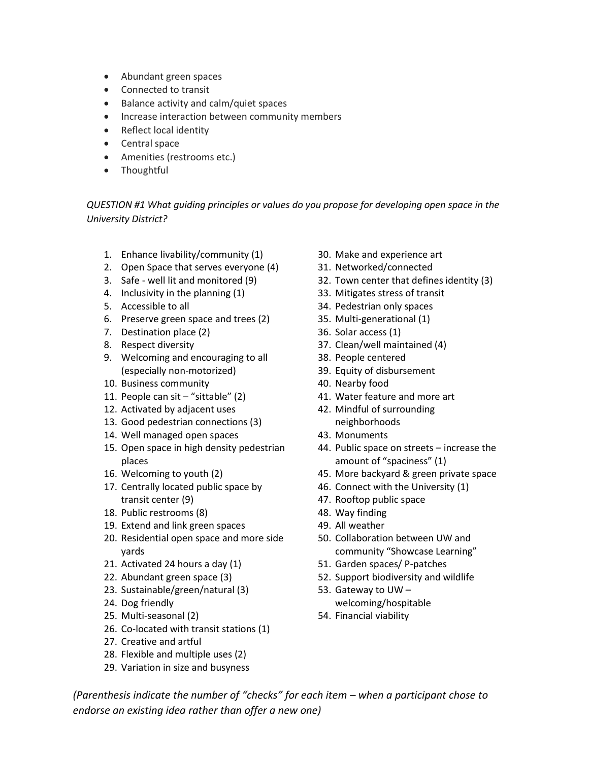- Abundant green spaces
- Connected to transit
- Balance activity and calm/quiet spaces
- Increase interaction between community members
- Reflect local identity
- Central space
- Amenities (restrooms etc.)
- Thoughtful

*QUESTION #1 What guiding principles or values do you propose for developing open space in the University District?*

1. Enhance livability/community (1)
2. Open Space that serves everyone (4)
3. Safe - well lit and monitored (9)
4. Inclusivity in the planning (1)
5. Accessible to all
6. Preserve green space and trees (2)
7. Destination place (2)
8. Respect diversity
9. Welcoming and encouraging to all (especially non-motorized)
10. Business community
11. People can sit – "sittable" (2)
12. Activated by adjacent uses
13. Good pedestrian connections (3)
14. Well managed open spaces
15. Open space in high density pedestrian places
16. Welcoming to youth (2)
17. Centrally located public space by transit center (9)
18. Public restrooms (8)
19. Extend and link green spaces
20. Residential open space and more side yards
21. Activated 24 hours a day (1)
22. Abundant green space (3)
23. Sustainable/green/natural (3)
24. Dog friendly
25. Multi-seasonal (2)
26. Co-located with transit stations (1)
27. Creative and artful
28. Flexible and multiple uses (2)
29. Variation in size and busyness
30. Make and experience art
31. Networked/connected
32. Town center that defines identity (3)
33. Mitigates stress of transit
34. Pedestrian only spaces
35. Multi-generational (1)
36. Solar access (1)
37. Clean/well maintained (4)
38. People centered
39. Equity of disbursement
40. Nearby food
41. Water feature and more art
42. Mindful of surrounding neighborhoods
43. Monuments
44. Public space on streets – increase the amount of "spaciness" (1)
45. More backyard & green private space
46. Connect with the University (1)
47. Rooftop public space
48. Way finding
49. All weather
50. Collaboration between UW and community "Showcase Learning"
51. Garden spaces/ P-patches
52. Support biodiversity and wildlife
53. Gateway to UW – welcoming/hospitable
54. Financial viability

*(Parenthesis indicate the number of "checks" for each item – when a participant chose to endorse an existing idea rather than offer a new one)*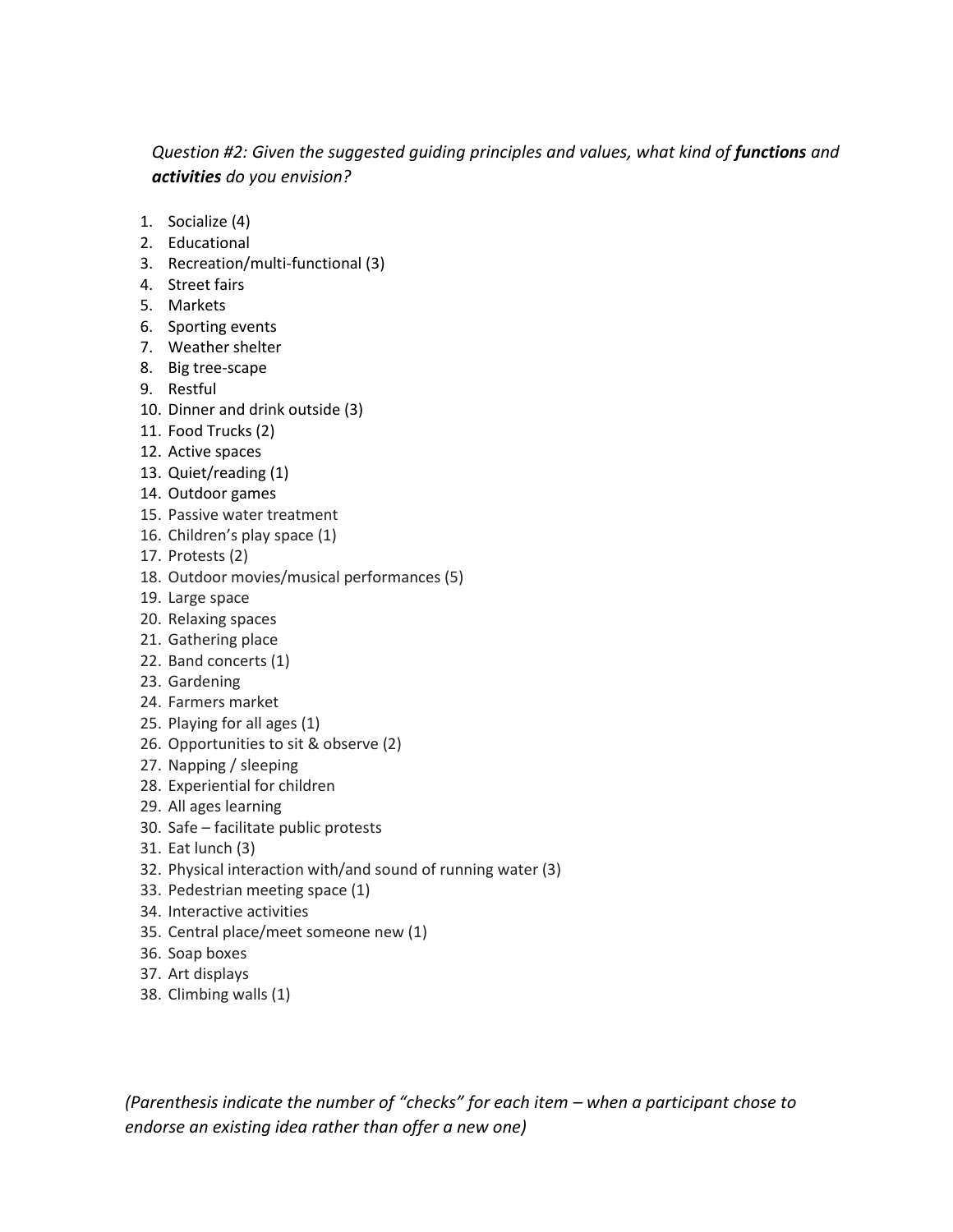*Question #2: Given the suggested guiding principles and values, what kind of **functions** and **activities** do you envision?*

1. Socialize (4)
2. Educational
3. Recreation/multi-functional (3)
4. Street fairs
5. Markets
6. Sporting events
7. Weather shelter
8. Big tree-scape
9. Restful
10. Dinner and drink outside (3)
11. Food Trucks (2)
12. Active spaces
13. Quiet/reading (1)
14. Outdoor games
15. Passive water treatment
16. Children's play space (1)
17. Protests (2)
18. Outdoor movies/musical performances (5)
19. Large space
20. Relaxing spaces
21. Gathering place
22. Band concerts (1)
23. Gardening
24. Farmers market
25. Playing for all ages (1)
26. Opportunities to sit & observe (2)
27. Napping / sleeping
28. Experiential for children
29. All ages learning
30. Safe – facilitate public protests
31. Eat lunch (3)
32. Physical interaction with/and sound of running water (3)
33. Pedestrian meeting space (1)
34. Interactive activities
35. Central place/meet someone new (1)
36. Soap boxes
37. Art displays
38. Climbing walls (1)

*(Parenthesis indicate the number of "checks" for each item – when a participant chose to endorse an existing idea rather than offer a new one)*